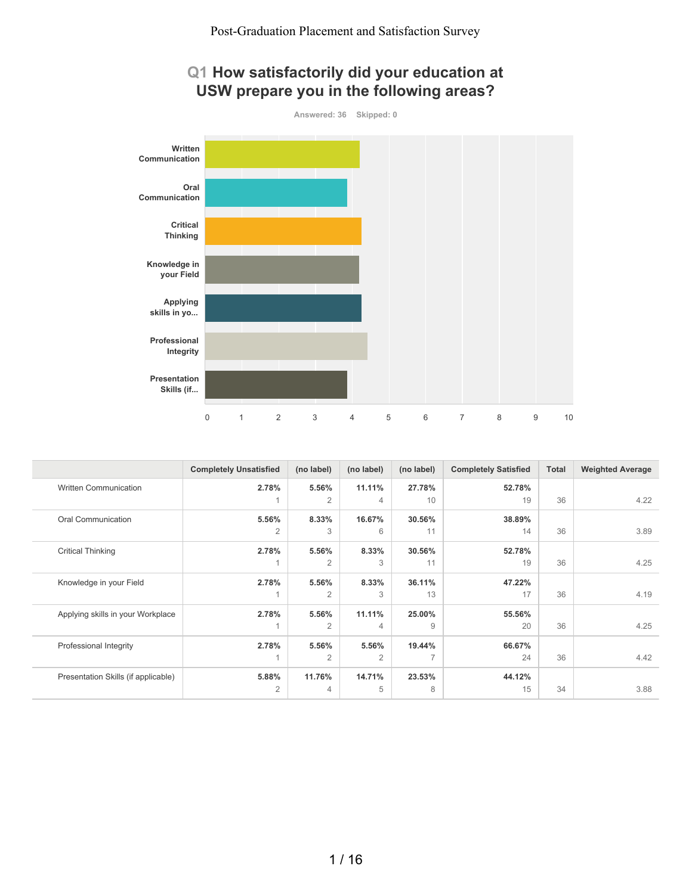# Post-Graduation Placement and Satisfaction Survey

## Q1 How satisfactorily did your education at USW prepare you in the following areas?

Answered: 36 Skipped: 0

| | Completely Unsatisfied | (no label) | (no label) | (no label) | Completely Satisfied | Total | Weighted Average |
|---|---|---|---|---|---|---|---|
| Written Communication | **2.78%** 1 | **5.56%** 2 | **11.11%** 4 | **27.78%** 10 | **52.78%** 19 | 36 | 4.22 |
| Oral Communication | **5.56%** 2 | **8.33%** 3 | **16.67%** 6 | **30.56%** 11 | **38.89%** 14 | 36 | 3.89 |
| Critical Thinking | **2.78%** 1 | **5.56%** 2 | **8.33%** 3 | **30.56%** 11 | **52.78%** 19 | 36 | 4.25 |
| Knowledge in your Field | **2.78%** 1 | **5.56%** 2 | **8.33%** 3 | **36.11%** 13 | **47.22%** 17 | 36 | 4.19 |
| Applying skills in your Workplace | **2.78%** 1 | **5.56%** 2 | **11.11%** 4 | **25.00%** 9 | **55.56%** 20 | 36 | 4.25 |
| Professional Integrity | **2.78%** 1 | **5.56%** 2 | **5.56%** 2 | **19.44%** 7 | **66.67%** 24 | 36 | 4.42 |
| Presentation Skills (if applicable) | **5.88%** 2 | **11.76%** 4 | **14.71%** 5 | **23.53%** 8 | **44.12%** 15 | 34 | 3.88 |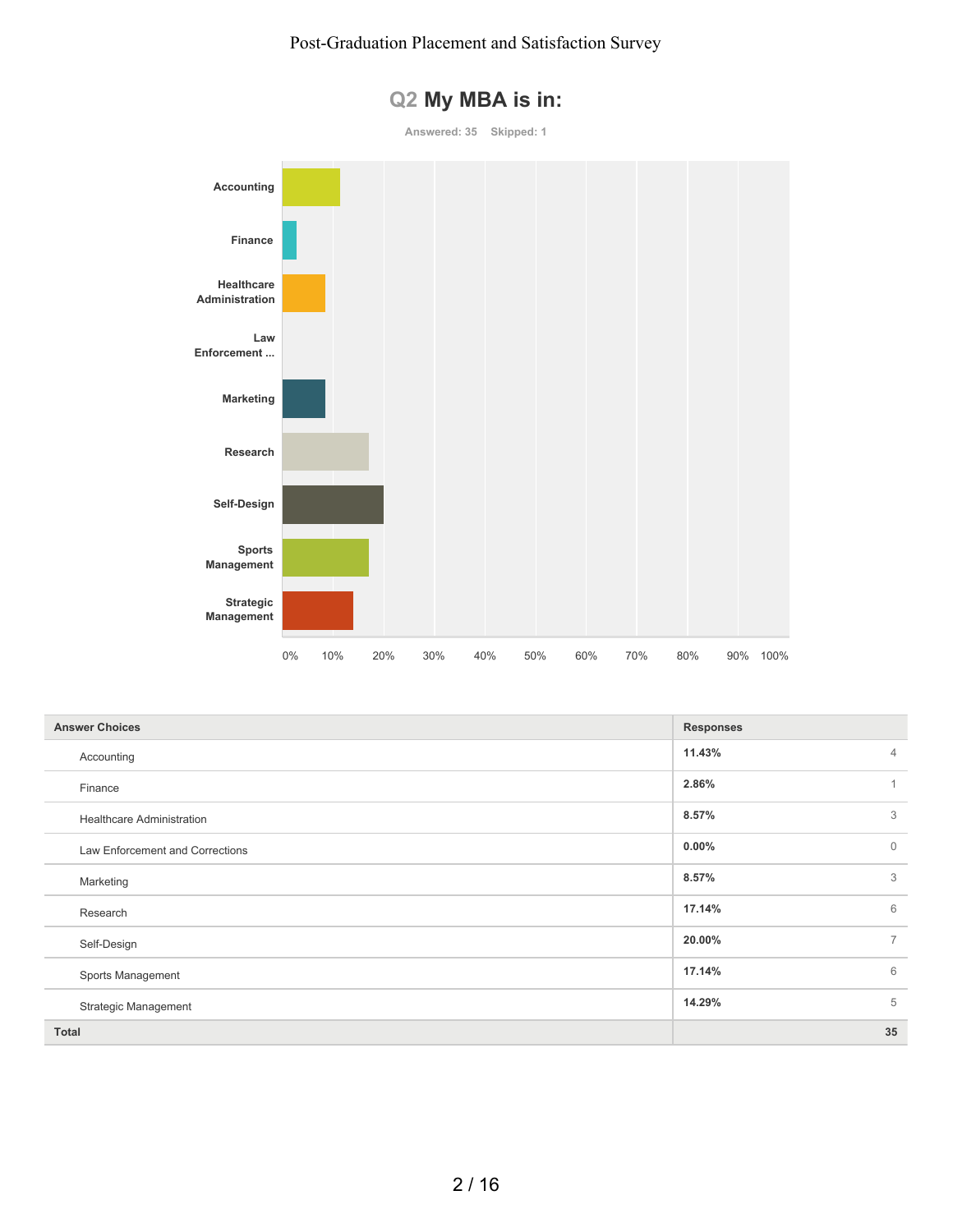# Q2 My MBA is in:

Answered: 35    Skipped: 1

| Answer Choices | Responses | |
|---|---|---|
| Accounting | 11.43% | 4 |
| Finance | 2.86% | 1 |
| Healthcare Administration | 8.57% | 3 |
| Law Enforcement and Corrections | 0.00% | 0 |
| Marketing | 8.57% | 3 |
| Research | 17.14% | 6 |
| Self-Design | 20.00% | 7 |
| Sports Management | 17.14% | 6 |
| Strategic Management | 14.29% | 5 |
| **Total** | | **35** |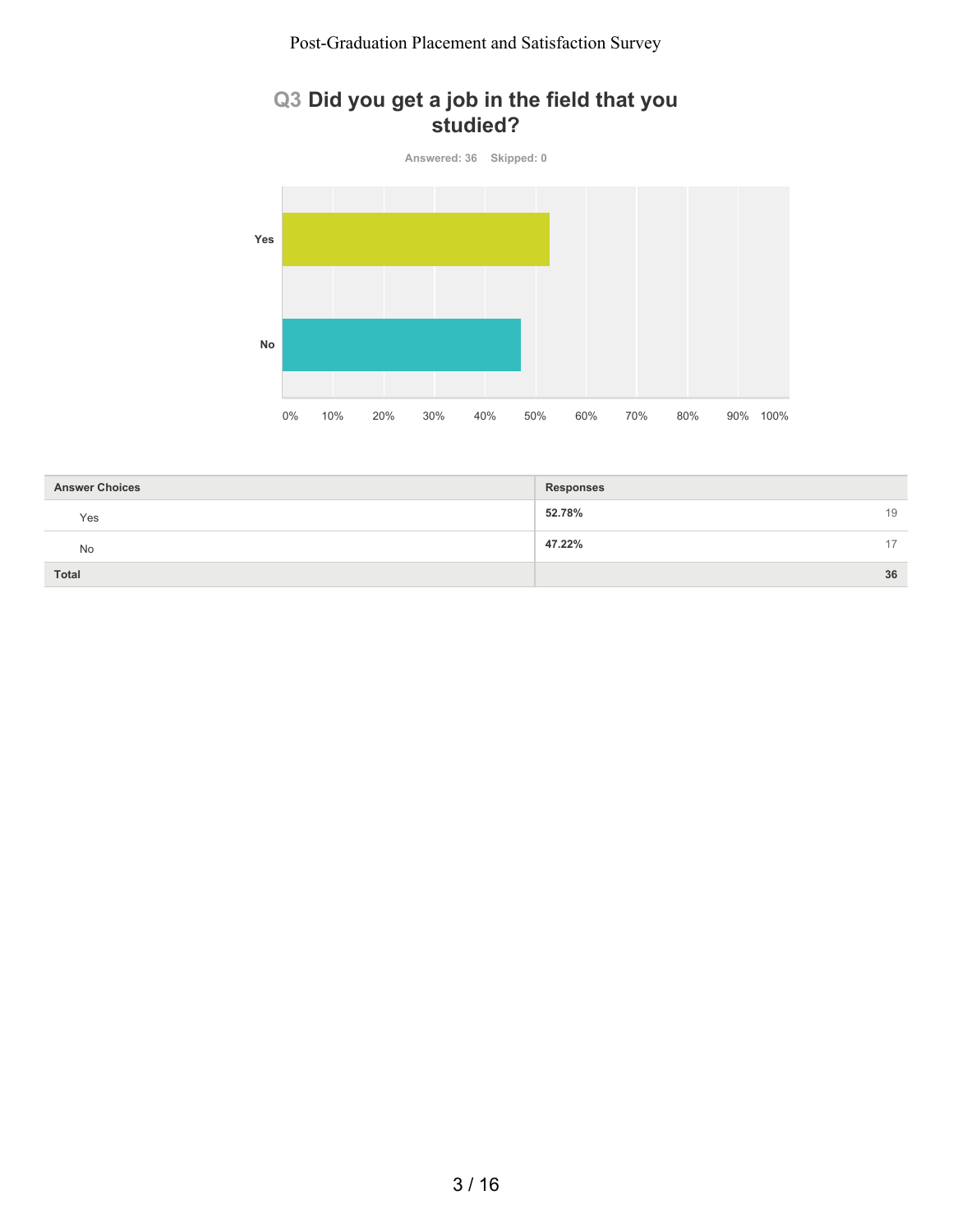## Q3 Did you get a job in the field that you studied?

Answered: 36 Skipped: 0

| Answer Choices | Responses | |
|---|---|---|
| Yes | 52.78% | 19 |
| No | 47.22% | 17 |
| **Total** | | **36** |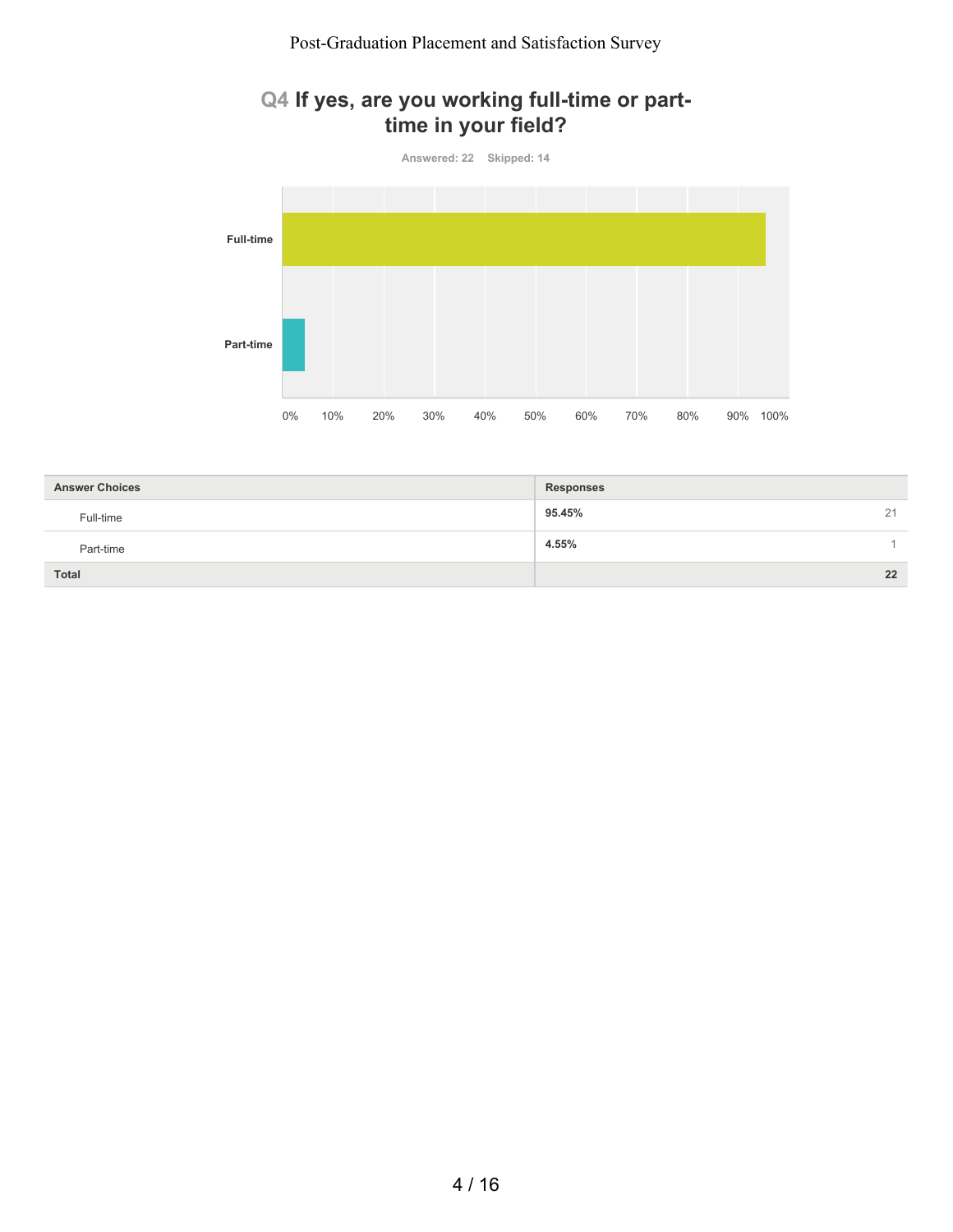# Q4 If yes, are you working full-time or part-time in your field?

Answered: 22 Skipped: 14

| Answer Choices | Responses | |
|---|---|---|
| Full-time | 95.45% | 21 |
| Part-time | 4.55% | 1 |
| **Total** | | **22** |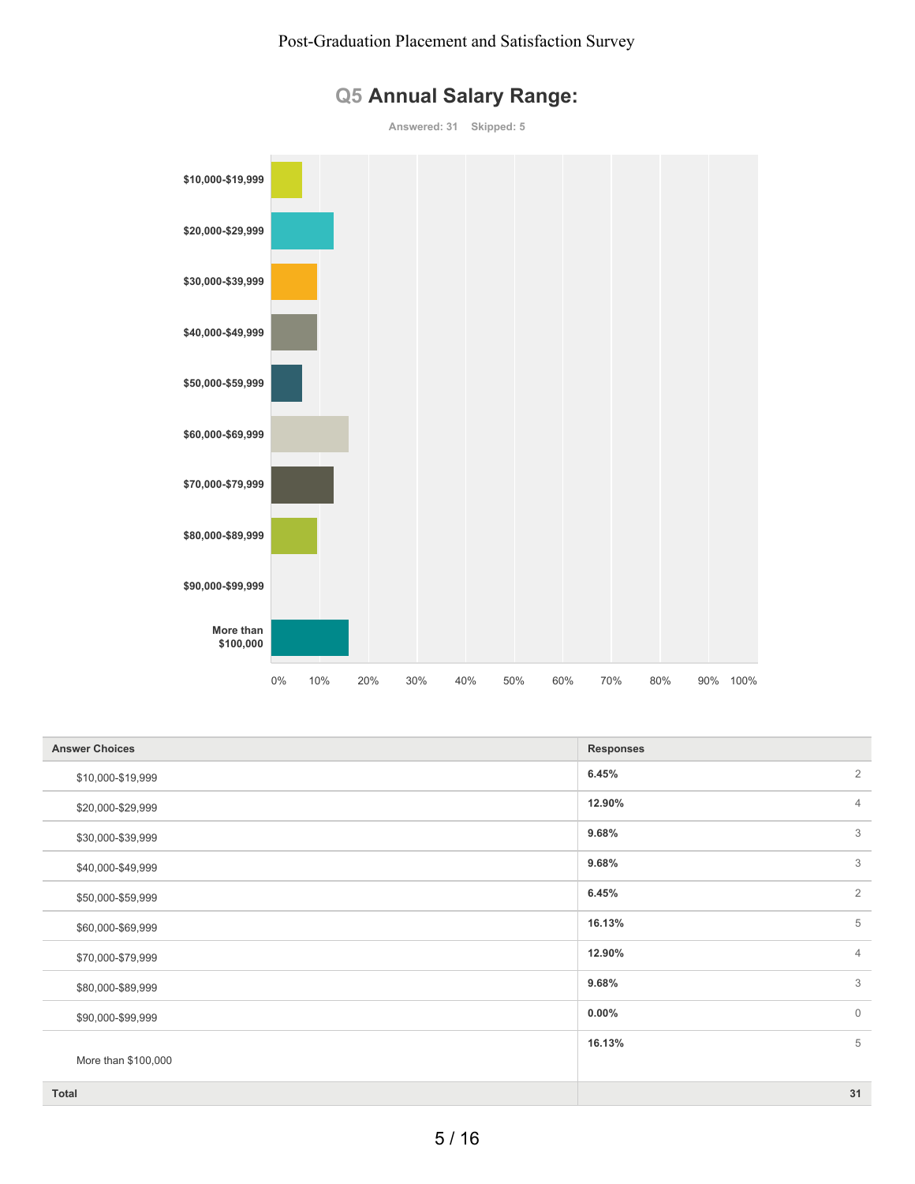# Q5 Annual Salary Range:

Answered: 31 Skipped: 5

| Answer Choices | Responses | |
|---|---|---|
| $10,000-$19,999 | 6.45% | 2 |
| $20,000-$29,999 | 12.90% | 4 |
| $30,000-$39,999 | 9.68% | 3 |
| $40,000-$49,999 | 9.68% | 3 |
| $50,000-$59,999 | 6.45% | 2 |
| $60,000-$69,999 | 16.13% | 5 |
| $70,000-$79,999 | 12.90% | 4 |
| $80,000-$89,999 | 9.68% | 3 |
| $90,000-$99,999 | 0.00% | 0 |
| More than $100,000 | 16.13% | 5 |
| **Total** | | **31** |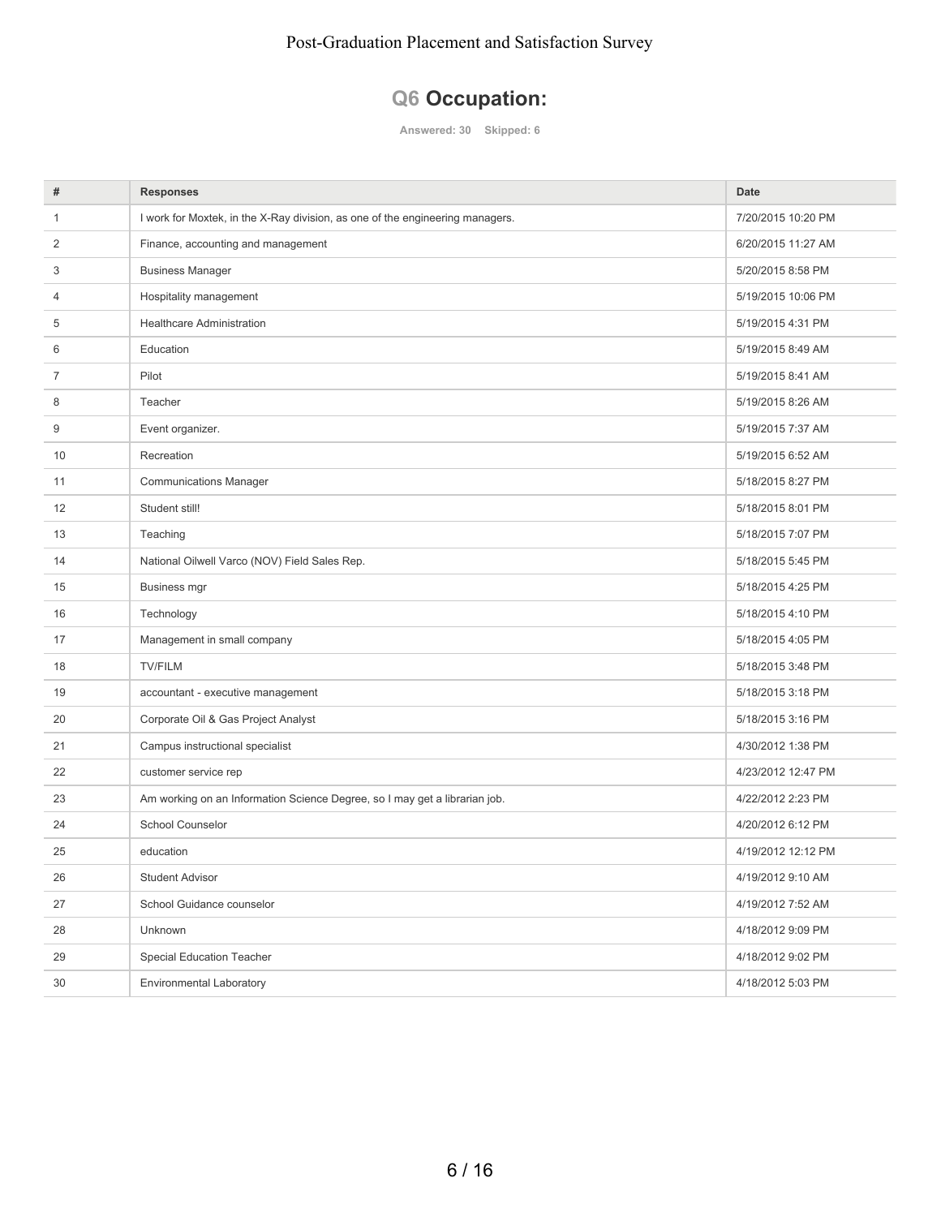## Q6 Occupation:

**Answered: 30 Skipped: 6**

| # | Responses | Date |
|---|---|---|
| 1 | I work for Moxtek, in the X-Ray division, as one of the engineering managers. | 7/20/2015 10:20 PM |
| 2 | Finance, accounting and management | 6/20/2015 11:27 AM |
| 3 | Business Manager | 5/20/2015 8:58 PM |
| 4 | Hospitality management | 5/19/2015 10:06 PM |
| 5 | Healthcare Administration | 5/19/2015 4:31 PM |
| 6 | Education | 5/19/2015 8:49 AM |
| 7 | Pilot | 5/19/2015 8:41 AM |
| 8 | Teacher | 5/19/2015 8:26 AM |
| 9 | Event organizer. | 5/19/2015 7:37 AM |
| 10 | Recreation | 5/19/2015 6:52 AM |
| 11 | Communications Manager | 5/18/2015 8:27 PM |
| 12 | Student still! | 5/18/2015 8:01 PM |
| 13 | Teaching | 5/18/2015 7:07 PM |
| 14 | National Oilwell Varco (NOV) Field Sales Rep. | 5/18/2015 5:45 PM |
| 15 | Business mgr | 5/18/2015 4:25 PM |
| 16 | Technology | 5/18/2015 4:10 PM |
| 17 | Management in small company | 5/18/2015 4:05 PM |
| 18 | TV/FILM | 5/18/2015 3:48 PM |
| 19 | accountant - executive management | 5/18/2015 3:18 PM |
| 20 | Corporate Oil & Gas Project Analyst | 5/18/2015 3:16 PM |
| 21 | Campus instructional specialist | 4/30/2012 1:38 PM |
| 22 | customer service rep | 4/23/2012 12:47 PM |
| 23 | Am working on an Information Science Degree, so I may get a librarian job. | 4/22/2012 2:23 PM |
| 24 | School Counselor | 4/20/2012 6:12 PM |
| 25 | education | 4/19/2012 12:12 PM |
| 26 | Student Advisor | 4/19/2012 9:10 AM |
| 27 | School Guidance counselor | 4/19/2012 7:52 AM |
| 28 | Unknown | 4/18/2012 9:09 PM |
| 29 | Special Education Teacher | 4/18/2012 9:02 PM |
| 30 | Environmental Laboratory | 4/18/2012 5:03 PM |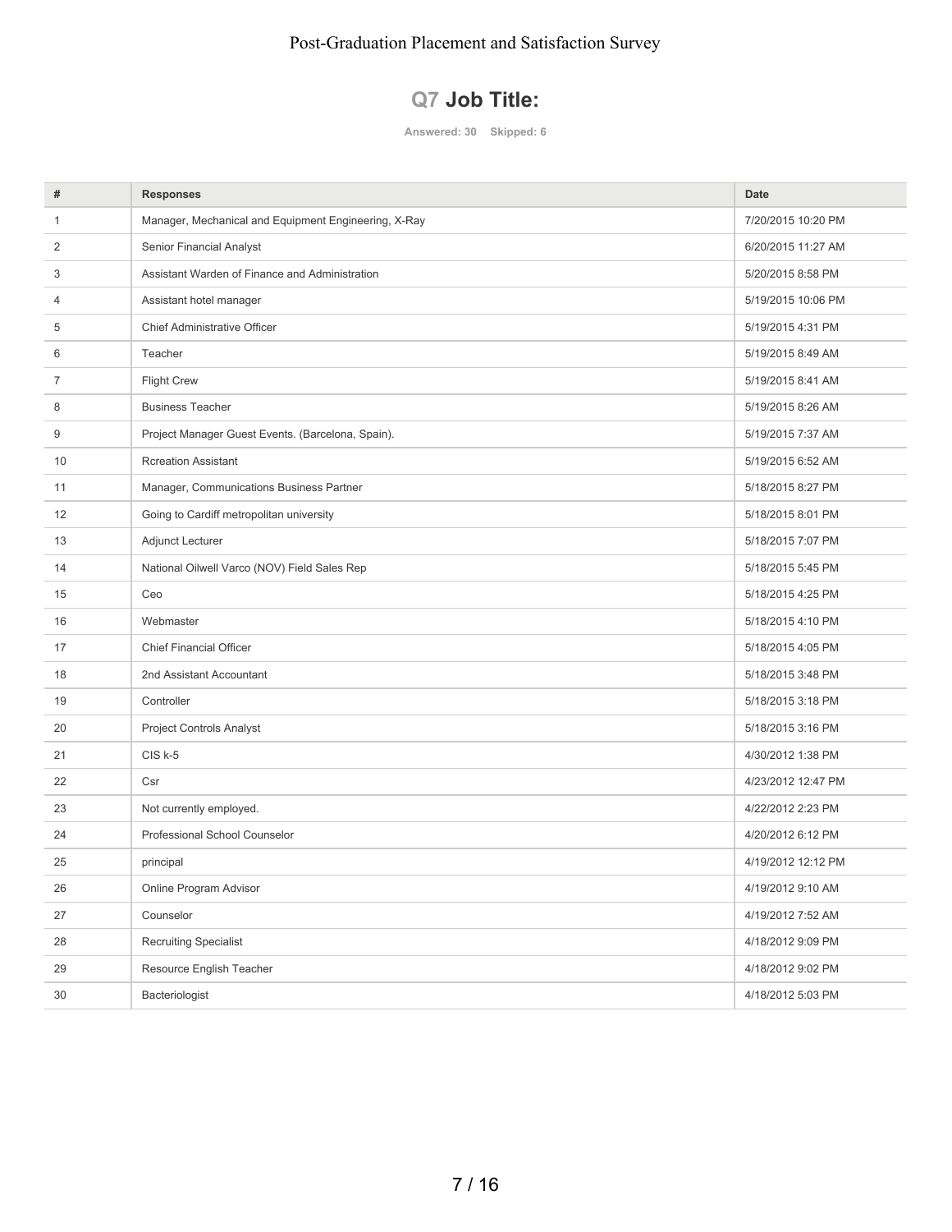## Q7 Job Title:

Answered: 30 Skipped: 6

| # | Responses | Date |
|---|---|---|
| 1 | Manager, Mechanical and Equipment Engineering, X-Ray | 7/20/2015 10:20 PM |
| 2 | Senior Financial Analyst | 6/20/2015 11:27 AM |
| 3 | Assistant Warden of Finance and Administration | 5/20/2015 8:58 PM |
| 4 | Assistant hotel manager | 5/19/2015 10:06 PM |
| 5 | Chief Administrative Officer | 5/19/2015 4:31 PM |
| 6 | Teacher | 5/19/2015 8:49 AM |
| 7 | Flight Crew | 5/19/2015 8:41 AM |
| 8 | Business Teacher | 5/19/2015 8:26 AM |
| 9 | Project Manager Guest Events. (Barcelona, Spain). | 5/19/2015 7:37 AM |
| 10 | Rcreation Assistant | 5/19/2015 6:52 AM |
| 11 | Manager, Communications Business Partner | 5/18/2015 8:27 PM |
| 12 | Going to Cardiff metropolitan university | 5/18/2015 8:01 PM |
| 13 | Adjunct Lecturer | 5/18/2015 7:07 PM |
| 14 | National Oilwell Varco (NOV) Field Sales Rep | 5/18/2015 5:45 PM |
| 15 | Ceo | 5/18/2015 4:25 PM |
| 16 | Webmaster | 5/18/2015 4:10 PM |
| 17 | Chief Financial Officer | 5/18/2015 4:05 PM |
| 18 | 2nd Assistant Accountant | 5/18/2015 3:48 PM |
| 19 | Controller | 5/18/2015 3:18 PM |
| 20 | Project Controls Analyst | 5/18/2015 3:16 PM |
| 21 | CIS k-5 | 4/30/2012 1:38 PM |
| 22 | Csr | 4/23/2012 12:47 PM |
| 23 | Not currently employed. | 4/22/2012 2:23 PM |
| 24 | Professional School Counselor | 4/20/2012 6:12 PM |
| 25 | principal | 4/19/2012 12:12 PM |
| 26 | Online Program Advisor | 4/19/2012 9:10 AM |
| 27 | Counselor | 4/19/2012 7:52 AM |
| 28 | Recruiting Specialist | 4/18/2012 9:09 PM |
| 29 | Resource English Teacher | 4/18/2012 9:02 PM |
| 30 | Bacteriologist | 4/18/2012 5:03 PM |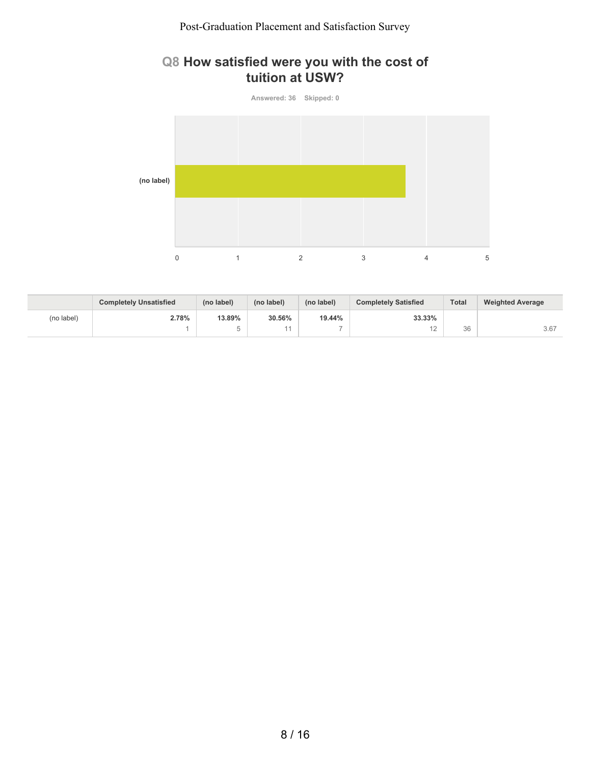## Q8 How satisfied were you with the cost of tuition at USW?

Answered: 36 Skipped: 0

|  | Completely Unsatisfied | (no label) | (no label) | (no label) | Completely Satisfied | Total | Weighted Average |
|---|---|---|---|---|---|---|---|
| (no label) | 2.78%<br>1 | 13.89%<br>5 | 30.56%<br>11 | 19.44%<br>7 | 33.33%<br>12 | 36 | 3.67 |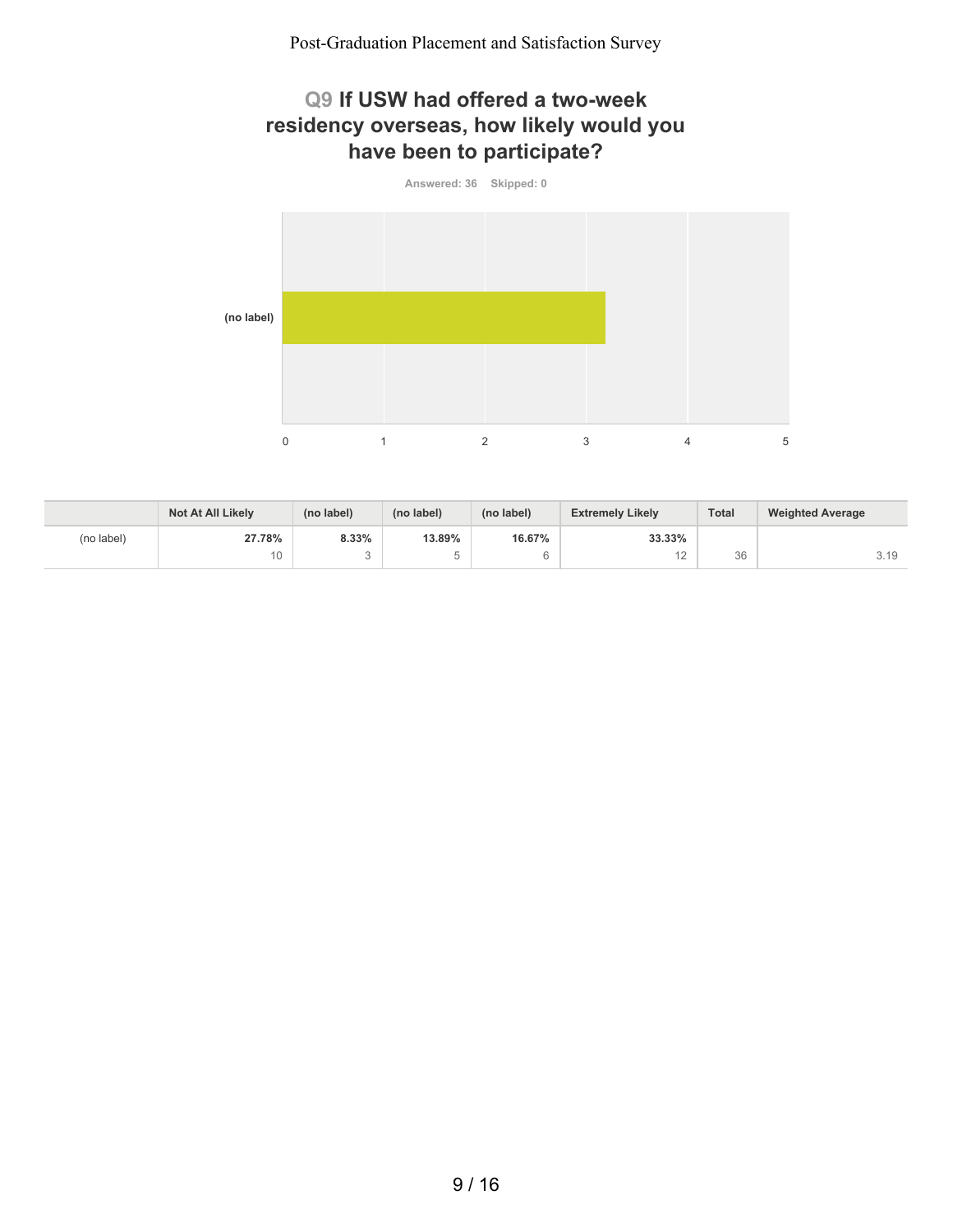## Q9 If USW had offered a two-week residency overseas, how likely would you have been to participate?

Answered: 36 Skipped: 0

| | Not At All Likely | (no label) | (no label) | (no label) | Extremely Likely | Total | Weighted Average |
|---|---|---|---|---|---|---|---|
| (no label) | **27.78%** 10 | **8.33%** 3 | **13.89%** 5 | **16.67%** 6 | **33.33%** 12 | 36 | 3.19 |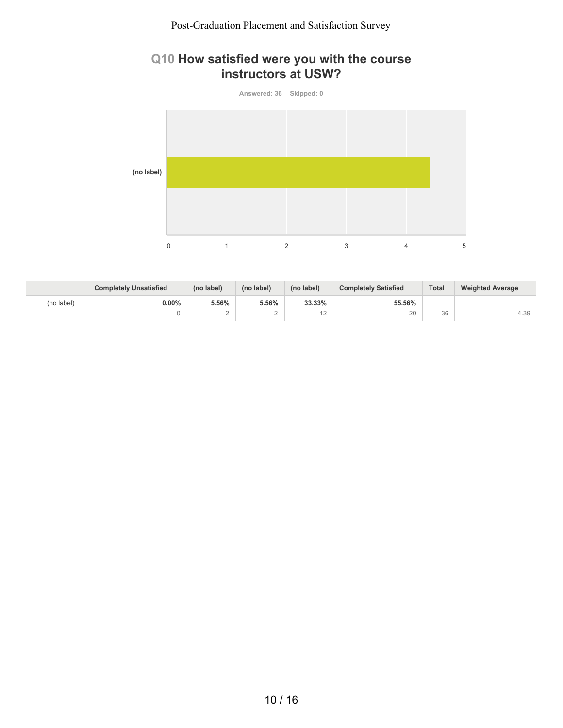## Q10 How satisfied were you with the course instructors at USW?

Answered: 36 Skipped: 0

| | Completely Unsatisfied | (no label) | (no label) | (no label) | Completely Satisfied | Total | Weighted Average |
|---|---|---|---|---|---|---|---|
| (no label) | 0.00%<br>0 | 5.56%<br>2 | 5.56%<br>2 | 33.33%<br>12 | 55.56%<br>20 | 36 | 4.39 |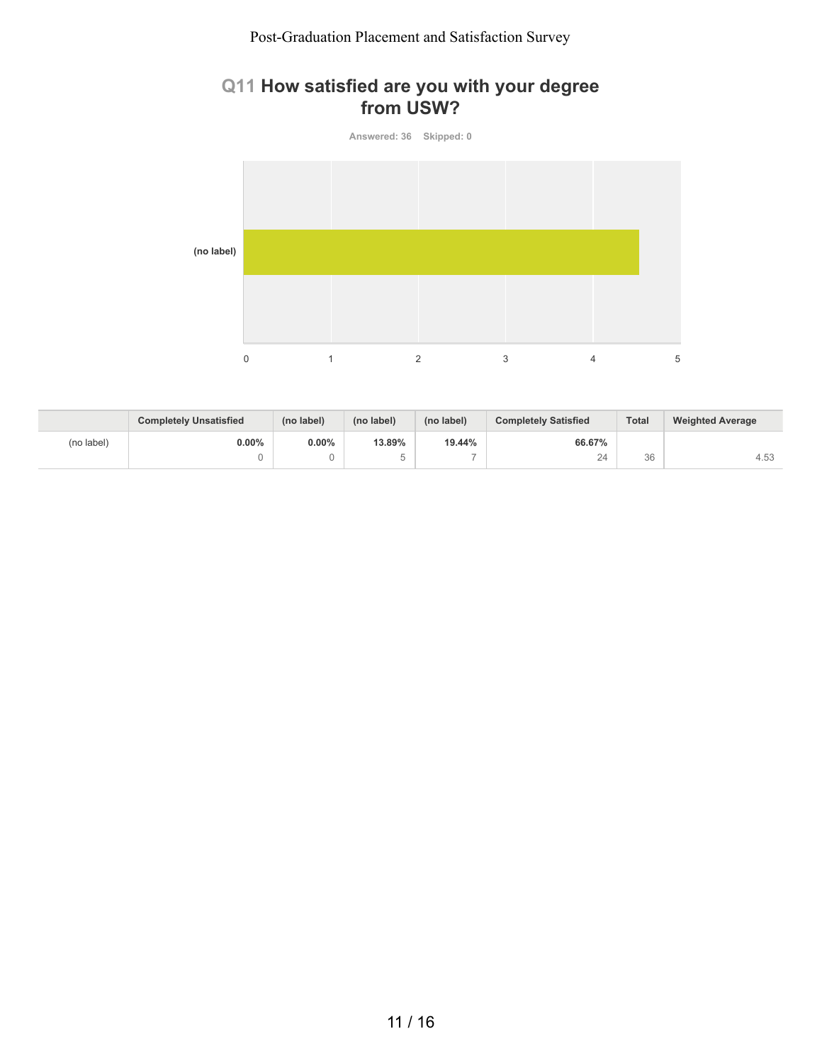## Q11 How satisfied are you with your degree from USW?

Answered: 36 Skipped: 0

| | Completely Unsatisfied | (no label) | (no label) | (no label) | Completely Satisfied | Total | Weighted Average |
|---|---|---|---|---|---|---|---|
| (no label) | 0.00%<br>0 | 0.00%<br>0 | 13.89%<br>5 | 19.44%<br>7 | 66.67%<br>24 | 36 | 4.53 |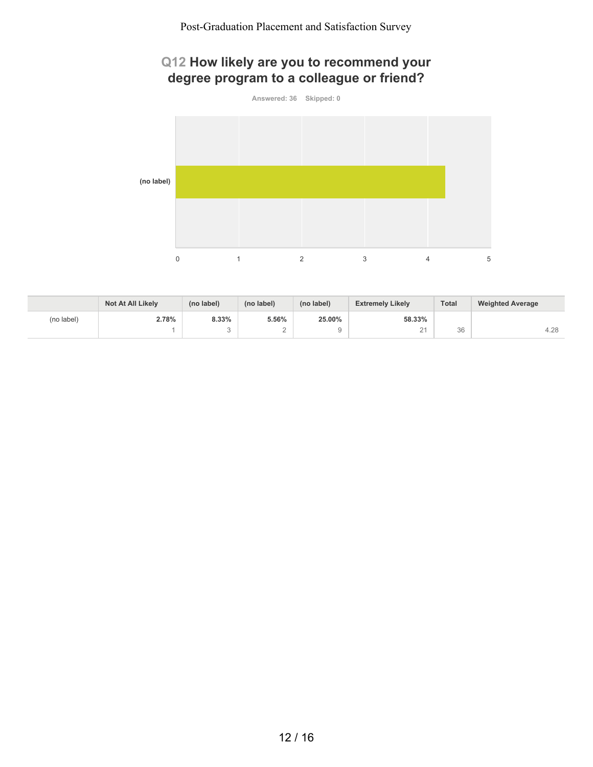## Q12 How likely are you to recommend your degree program to a colleague or friend?

Answered: 36 Skipped: 0

(no label)

0 1 2 3 4 5

| | Not At All Likely | (no label) | (no label) | (no label) | Extremely Likely | Total | Weighted Average |
|---|---|---|---|---|---|---|---|
| (no label) | 2.78%<br>1 | 8.33%<br>3 | 5.56%<br>2 | 25.00%<br>9 | 58.33%<br>21 | 36 | 4.28 |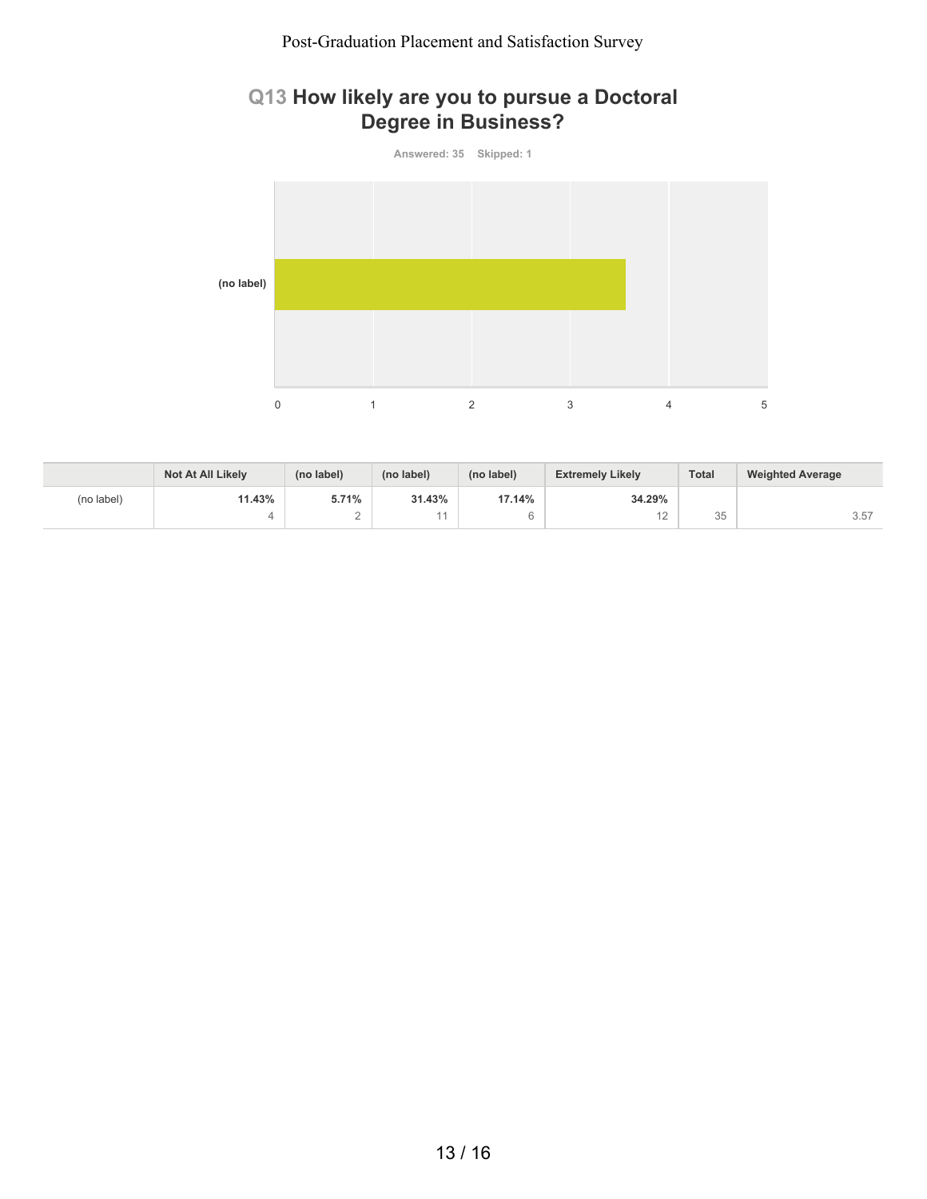## Q13 How likely are you to pursue a Doctoral Degree in Business?

Answered: 35 Skipped: 1

|  | Not At All Likely | (no label) | (no label) | (no label) | Extremely Likely | Total | Weighted Average |
|---|---|---|---|---|---|---|---|
| (no label) | 11.43%<br>4 | 5.71%<br>2 | 31.43%<br>11 | 17.14%<br>6 | 34.29%<br>12 | 35 | 3.57 |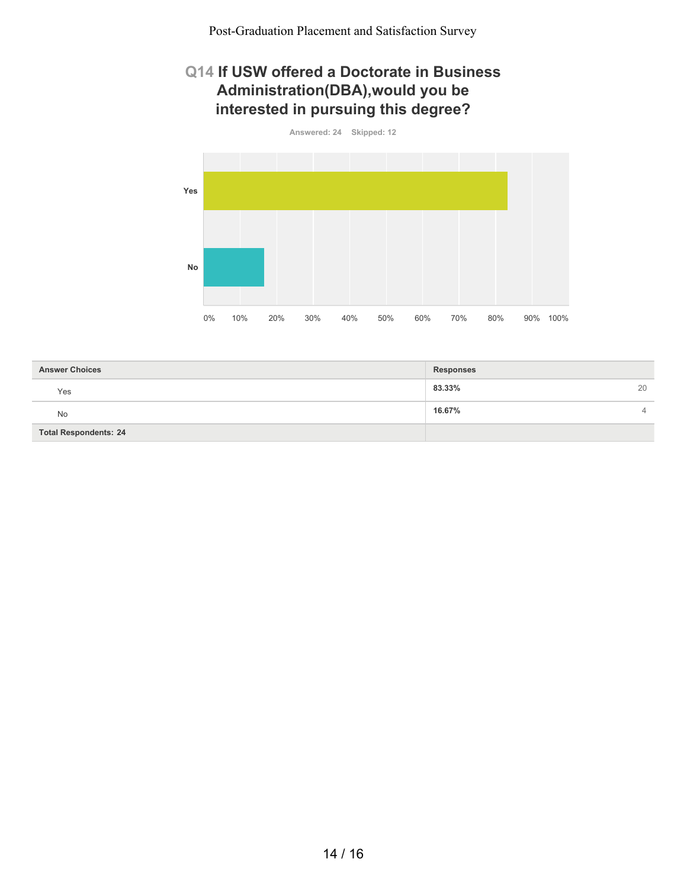## Q14 If USW offered a Doctorate in Business Administration(DBA),would you be interested in pursuing this degree?

Answered: 24 Skipped: 12

| Answer Choices | Responses | |
|---|---|---|
| Yes | **83.33%** | 20 |
| No | **16.67%** | 4 |
| **Total Respondents: 24** | | |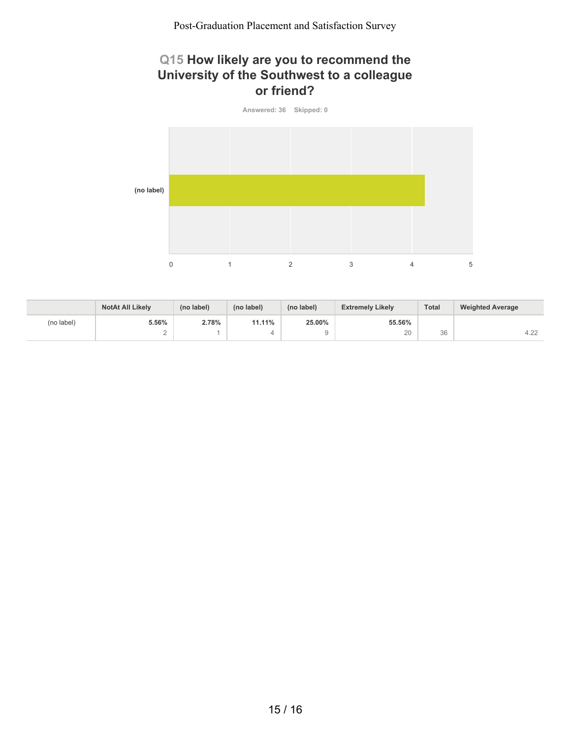## Q15 How likely are you to recommend the University of the Southwest to a colleague or friend?

Answered: 36 Skipped: 0

| | NotAt All Likely | (no label) | (no label) | (no label) | Extremely Likely | Total | Weighted Average |
|---|---|---|---|---|---|---|---|
| (no label) | 5.56% 2 | 2.78% 1 | 11.11% 4 | 25.00% 9 | 55.56% 20 | 36 | 4.22 |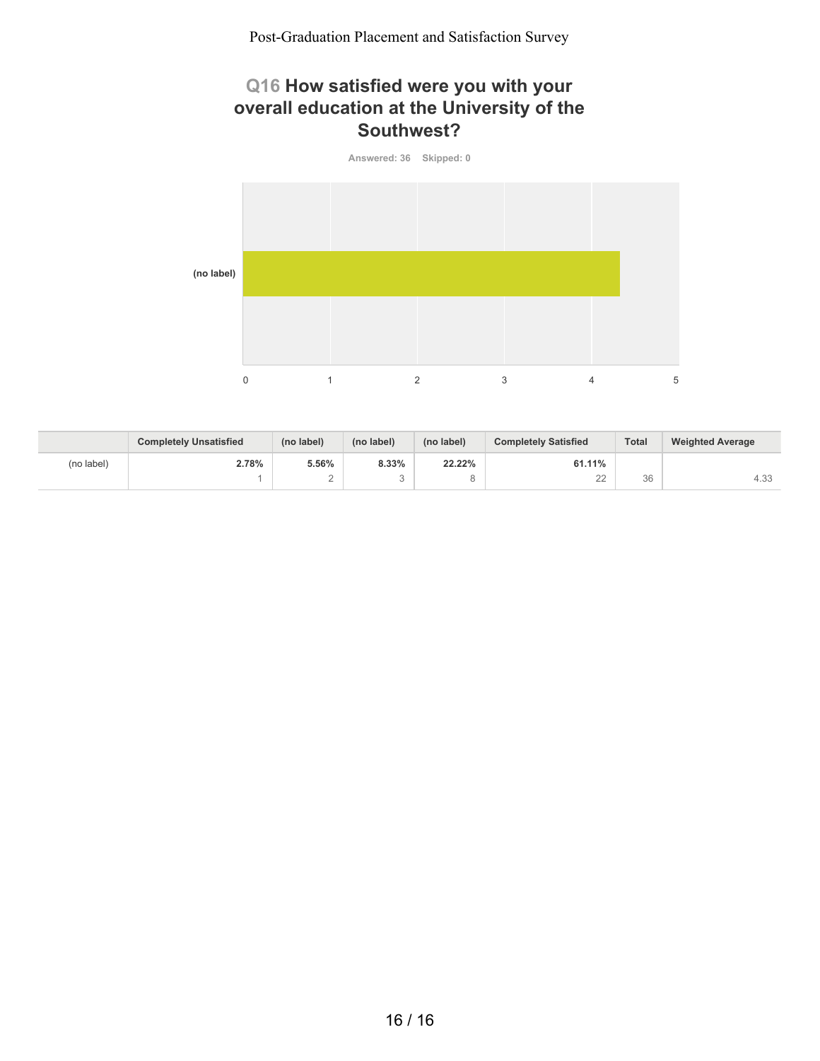## Q16 How satisfied were you with your overall education at the University of the Southwest?

Answered: 36 Skipped: 0

(no label)

0 1 2 3 4 5

| | Completely Unsatisfied | (no label) | (no label) | (no label) | Completely Satisfied | Total | Weighted Average |
|---|---|---|---|---|---|---|---|
| (no label) | **2.78%**<br>1 | **5.56%**<br>2 | **8.33%**<br>3 | **22.22%**<br>8 | **61.11%**<br>22 | 36 | 4.33 |